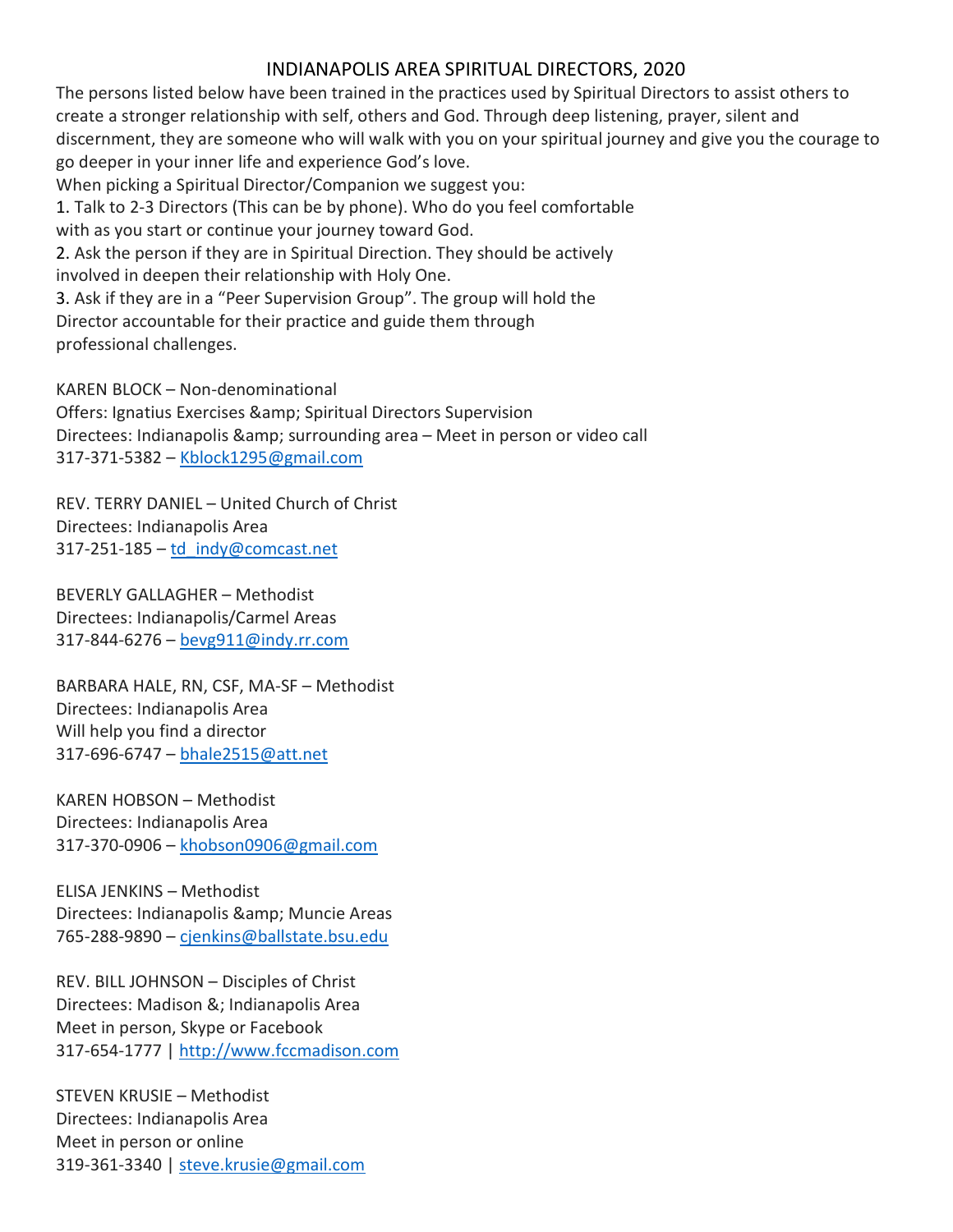# INDIANAPOLIS AREA SPIRITUAL DIRECTORS, 2020

The persons listed below have been trained in the practices used by Spiritual Directors to assist others to create a stronger relationship with self, others and God. Through deep listening, prayer, silent and discernment, they are someone who will walk with you on your spiritual journey and give you the courage to go deeper in your inner life and experience God's love.

When picking a Spiritual Director/Companion we suggest you:

1. Talk to 2-3 Directors (This can be by phone). Who do you feel comfortable with as you start or continue your journey toward God.
2. Ask the person if they are in Spiritual Direction. They should be actively involved in deepen their relationship with Holy One.
3. Ask if they are in a "Peer Supervision Group". The group will hold the Director accountable for their practice and guide them through professional challenges.

KAREN BLOCK – Non-denominational
Offers: Ignatius Exercises &amp; Spiritual Directors Supervision
Directees: Indianapolis &amp; surrounding area – Meet in person or video call
317-371-5382 – Kblock1295@gmail.com

REV. TERRY DANIEL – United Church of Christ
Directees: Indianapolis Area
317-251-185 – td_indy@comcast.net

BEVERLY GALLAGHER – Methodist
Directees: Indianapolis/Carmel Areas
317-844-6276 – bevg911@indy.rr.com

BARBARA HALE, RN, CSF, MA-SF – Methodist
Directees: Indianapolis Area
Will help you find a director
317-696-6747 – bhale2515@att.net

KAREN HOBSON – Methodist
Directees: Indianapolis Area
317-370-0906 – khobson0906@gmail.com

ELISA JENKINS – Methodist
Directees: Indianapolis &amp; Muncie Areas
765-288-9890 – cjenkins@ballstate.bsu.edu

REV. BILL JOHNSON – Disciples of Christ
Directees: Madison &; Indianapolis Area
Meet in person, Skype or Facebook
317-654-1777 | http://www.fccmadison.com

STEVEN KRUSIE – Methodist
Directees: Indianapolis Area
Meet in person or online
319-361-3340 | steve.krusie@gmail.com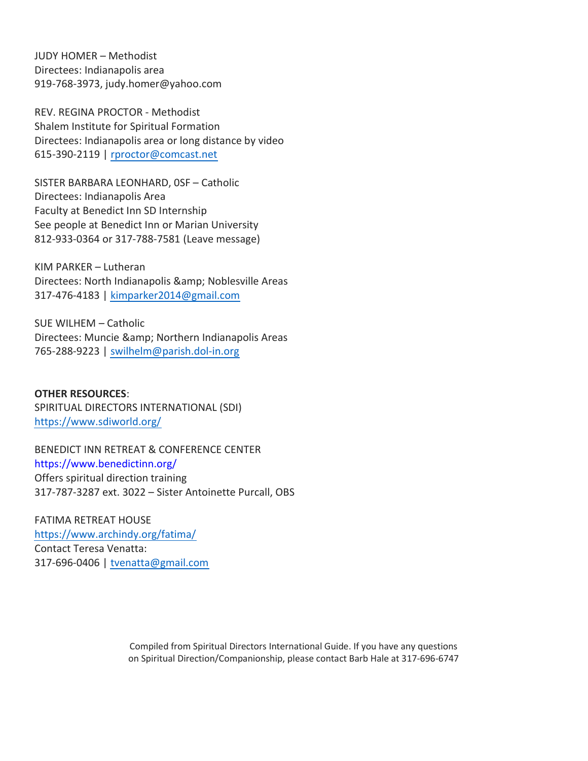JUDY HOMER – Methodist
Directees: Indianapolis area
919-768-3973, judy.homer@yahoo.com

REV. REGINA PROCTOR - Methodist
Shalem Institute for Spiritual Formation
Directees: Indianapolis area or long distance by video
615-390-2119 | rproctor@comcast.net

SISTER BARBARA LEONHARD, 0SF – Catholic
Directees: Indianapolis Area
Faculty at Benedict Inn SD Internship
See people at Benedict Inn or Marian University
812-933-0364 or 317-788-7581 (Leave message)

KIM PARKER – Lutheran
Directees: North Indianapolis &amp; Noblesville Areas
317-476-4183 | kimparker2014@gmail.com

SUE WILHEM – Catholic
Directees: Muncie &amp; Northern Indianapolis Areas
765-288-9223 | swilhelm@parish.dol-in.org

**OTHER RESOURCES**:
SPIRITUAL DIRECTORS INTERNATIONAL (SDI)
https://www.sdiworld.org/

BENEDICT INN RETREAT & CONFERENCE CENTER
https://www.benedictinn.org/
Offers spiritual direction training
317-787-3287 ext. 3022 – Sister Antoinette Purcall, OBS

FATIMA RETREAT HOUSE
https://www.archindy.org/fatima/
Contact Teresa Venatta:
317-696-0406 | tvenatta@gmail.com

Compiled from Spiritual Directors International Guide. If you have any questions on Spiritual Direction/Companionship, please contact Barb Hale at 317-696-6747